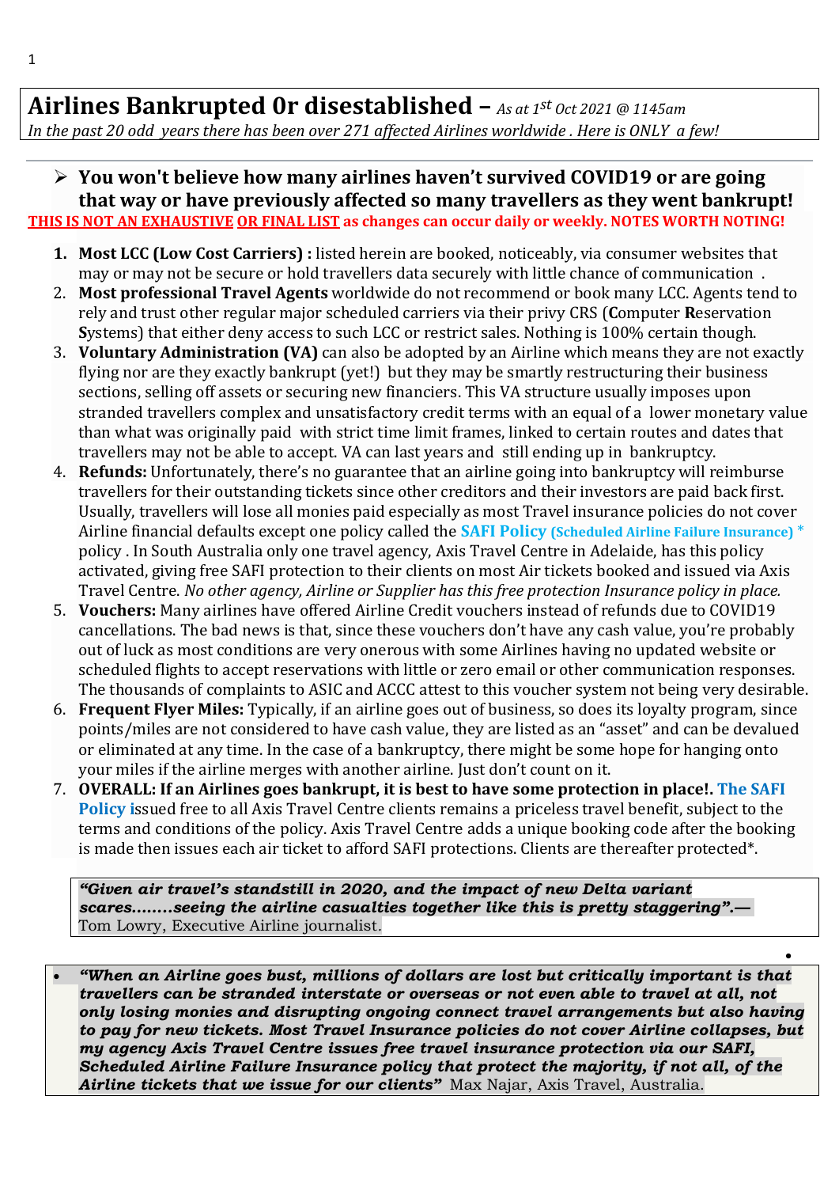# Airlines Bankrupted 0r disestablished – *As at 1st Oct 2021 @ 1145am*

*In the past 20 odd years there has been over 271 affected Airlines worldwide . Here is ONLY a few!*

- **You won't believe how many airlines haven't survived COVID19 or are going that way or have previously affected so many travellers as they went bankrupt!**

**THIS IS NOT AN EXHAUSTIVE OR FINAL LIST as changes can occur daily or weekly. NOTES WORTH NOTING!**

1. **Most LCC (Low Cost Carriers) :** listed herein are booked, noticeably, via consumer websites that may or may not be secure or hold travellers data securely with little chance of communication .
2. **Most professional Travel Agents** worldwide do not recommend or book many LCC. Agents tend to rely and trust other regular major scheduled carriers via their privy CRS (**C**omputer **R**eservation **S**ystems) that either deny access to such LCC or restrict sales. Nothing is 100% certain though.
3. **Voluntary Administration (VA)** can also be adopted by an Airline which means they are not exactly flying nor are they exactly bankrupt (yet!) but they may be smartly restructuring their business sections, selling off assets or securing new financiers. This VA structure usually imposes upon stranded travellers complex and unsatisfactory credit terms with an equal of a lower monetary value than what was originally paid with strict time limit frames, linked to certain routes and dates that travellers may not be able to accept. VA can last years and still ending up in bankruptcy.
4. **Refunds:** Unfortunately, there's no guarantee that an airline going into bankruptcy will reimburse travellers for their outstanding tickets since other creditors and their investors are paid back first. Usually, travellers will lose all monies paid especially as most Travel insurance policies do not cover Airline financial defaults except one policy called the **SAFI Policy (Scheduled Airline Failure Insurance)** * policy . In South Australia only one travel agency, Axis Travel Centre in Adelaide, has this policy activated, giving free SAFI protection to their clients on most Air tickets booked and issued via Axis Travel Centre. *No other agency, Airline or Supplier has this free protection Insurance policy in place.*
5. **Vouchers:** Many airlines have offered Airline Credit vouchers instead of refunds due to COVID19 cancellations. The bad news is that, since these vouchers don't have any cash value, you're probably out of luck as most conditions are very onerous with some Airlines having no updated website or scheduled flights to accept reservations with little or zero email or other communication responses. The thousands of complaints to ASIC and ACCC attest to this voucher system not being very desirable.
6. **Frequent Flyer Miles:** Typically, if an airline goes out of business, so does its loyalty program, since points/miles are not considered to have cash value, they are listed as an "asset" and can be devalued or eliminated at any time. In the case of a bankruptcy, there might be some hope for hanging onto your miles if the airline merges with another airline. Just don't count on it.
7. **OVERALL: If an Airlines goes bankrupt, it is best to have some protection in place!. The SAFI Policy i**ssued free to all Axis Travel Centre clients remains a priceless travel benefit, subject to the terms and conditions of the policy. Axis Travel Centre adds a unique booking code after the booking is made then issues each air ticket to afford SAFI protections. Clients are thereafter protected*.

> ***"Given air travel's standstill in 2020, and the impact of new Delta variant scares........seeing the airline casualties together like this is pretty staggering".—*** Tom Lowry, Executive Airline journalist.

- ***"When an Airline goes bust, millions of dollars are lost but critically important is that travellers can be stranded interstate or overseas or not even able to travel at all, not only losing monies and disrupting ongoing connect travel arrangements but also having to pay for new tickets. Most Travel Insurance policies do not cover Airline collapses, but my agency Axis Travel Centre issues free travel insurance protection via our SAFI, Scheduled Airline Failure Insurance policy that protect the majority, if not all, of the Airline tickets that we issue for our clients"*** Max Najar, Axis Travel, Australia.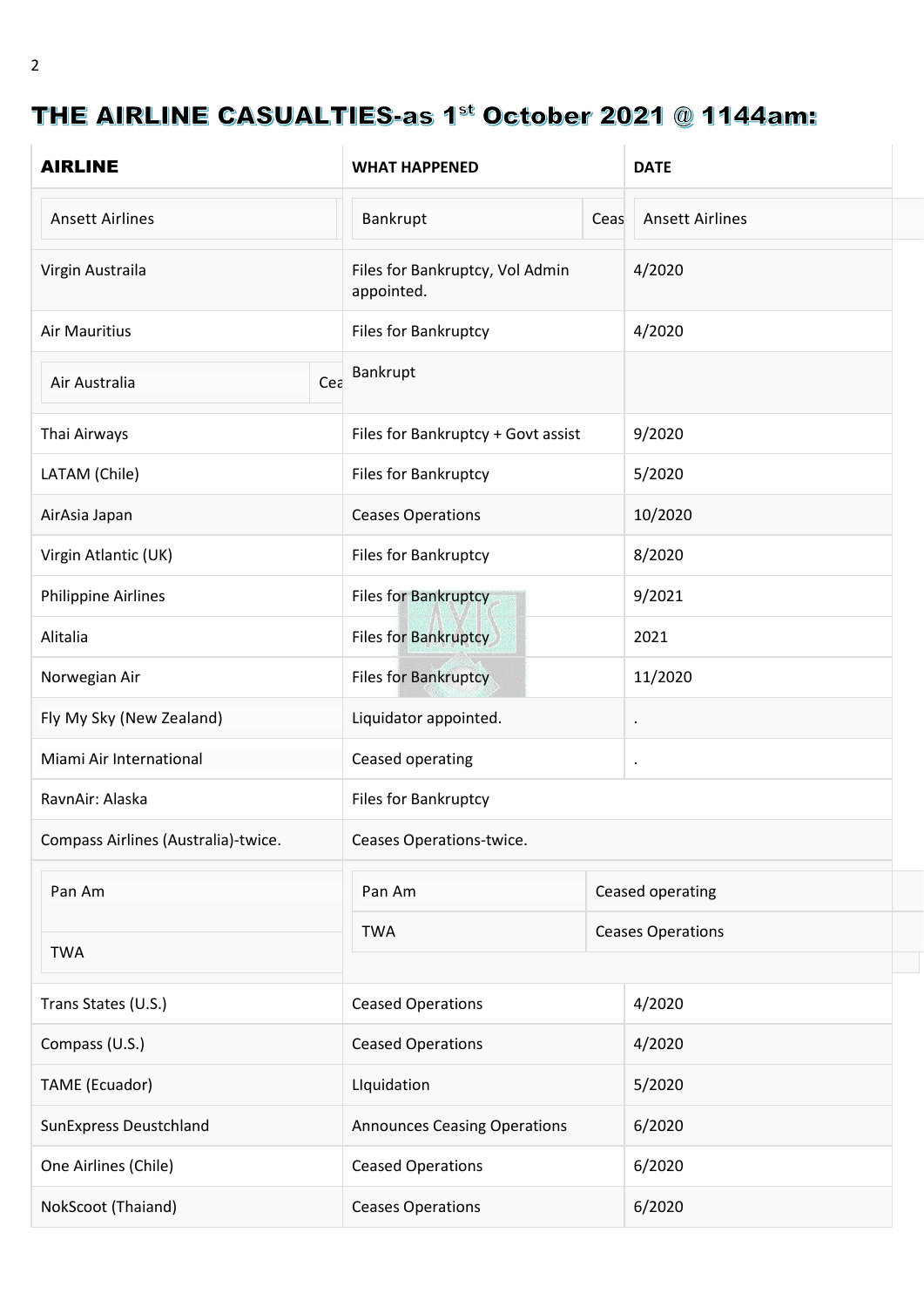# THE AIRLINE CASUALTIES-as 1st October 2021 @ 1144am:

| AIRLINE | WHAT HAPPENED | DATE |
|---|---|---|
| Ansett Airlines | Bankrupt Ceas | Ansett Airlines |
| Virgin Austraila | Files for Bankruptcy, Vol Admin appointed. | 4/2020 |
| Air Mauritius | Files for Bankruptcy | 4/2020 |
| Air Australia Cea | Bankrupt | |
| Thai Airways | Files for Bankruptcy + Govt assist | 9/2020 |
| LATAM (Chile) | Files for Bankruptcy | 5/2020 |
| AirAsia Japan | Ceases Operations | 10/2020 |
| Virgin Atlantic (UK) | Files for Bankruptcy | 8/2020 |
| Philippine Airlines | Files for Bankruptcy | 9/2021 |
| Alitalia | Files for Bankruptcy | 2021 |
| Norwegian Air | Files for Bankruptcy | 11/2020 |
| Fly My Sky (New Zealand) | Liquidator appointed. | . |
| Miami Air International | Ceased operating | . |
| RavnAir: Alaska | Files for Bankruptcy | |
| Compass Airlines (Australia)-twice. | Ceases Operations-twice. | |
| Pan Am | Pan Am | Ceased operating |
| TWA | TWA | Ceases Operations |
| Trans States (U.S.) | Ceased Operations | 4/2020 |
| Compass (U.S.) | Ceased Operations | 4/2020 |
| TAME (Ecuador) | LIquidation | 5/2020 |
| SunExpress Deustchland | Announces Ceasing Operations | 6/2020 |
| One Airlines (Chile) | Ceased Operations | 6/2020 |
| NokScoot (Thaiand) | Ceases Operations | 6/2020 |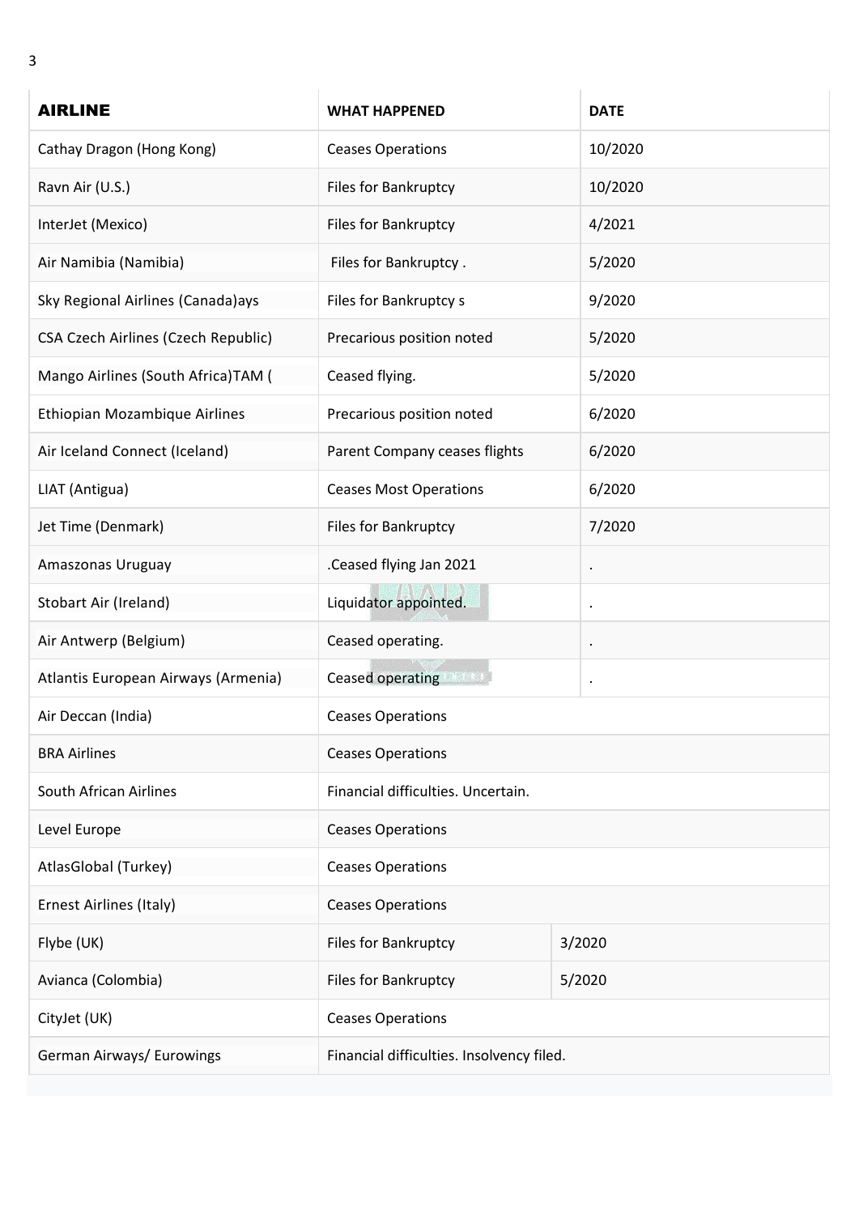| AIRLINE | WHAT HAPPENED | DATE |
|---|---|---|
| Cathay Dragon (Hong Kong) | Ceases Operations | 10/2020 |
| Ravn Air (U.S.) | Files for Bankruptcy | 10/2020 |
| InterJet (Mexico) | Files for Bankruptcy | 4/2021 |
| Air Namibia (Namibia) | Files for Bankruptcy . | 5/2020 |
| Sky Regional Airlines (Canada)ays | Files for Bankruptcy s | 9/2020 |
| CSA Czech Airlines (Czech Republic) | Precarious position noted | 5/2020 |
| Mango Airlines (South Africa)TAM ( | Ceased flying. | 5/2020 |
| Ethiopian Mozambique Airlines | Precarious position noted | 6/2020 |
| Air Iceland Connect (Iceland) | Parent Company ceases flights | 6/2020 |
| LIAT (Antigua) | Ceases Most Operations | 6/2020 |
| Jet Time (Denmark) | Files for Bankruptcy | 7/2020 |
| Amaszonas Uruguay | .Ceased flying Jan 2021 | . |
| Stobart Air (Ireland) | Liquidator appointed. | . |
| Air Antwerp (Belgium) | Ceased operating. | . |
| Atlantis European Airways (Armenia) | Ceased operating | . |
| Air Deccan (India) | Ceases Operations | |
| BRA Airlines | Ceases Operations | |
| South African Airlines | Financial difficulties. Uncertain. | |
| Level Europe | Ceases Operations | |
| AtlasGlobal (Turkey) | Ceases Operations | |
| Ernest Airlines (Italy) | Ceases Operations | |
| Flybe (UK) | Files for Bankruptcy | 3/2020 |
| Avianca (Colombia) | Files for Bankruptcy | 5/2020 |
| CityJet (UK) | Ceases Operations | |
| German Airways/ Eurowings | Financial difficulties. Insolvency filed. | |